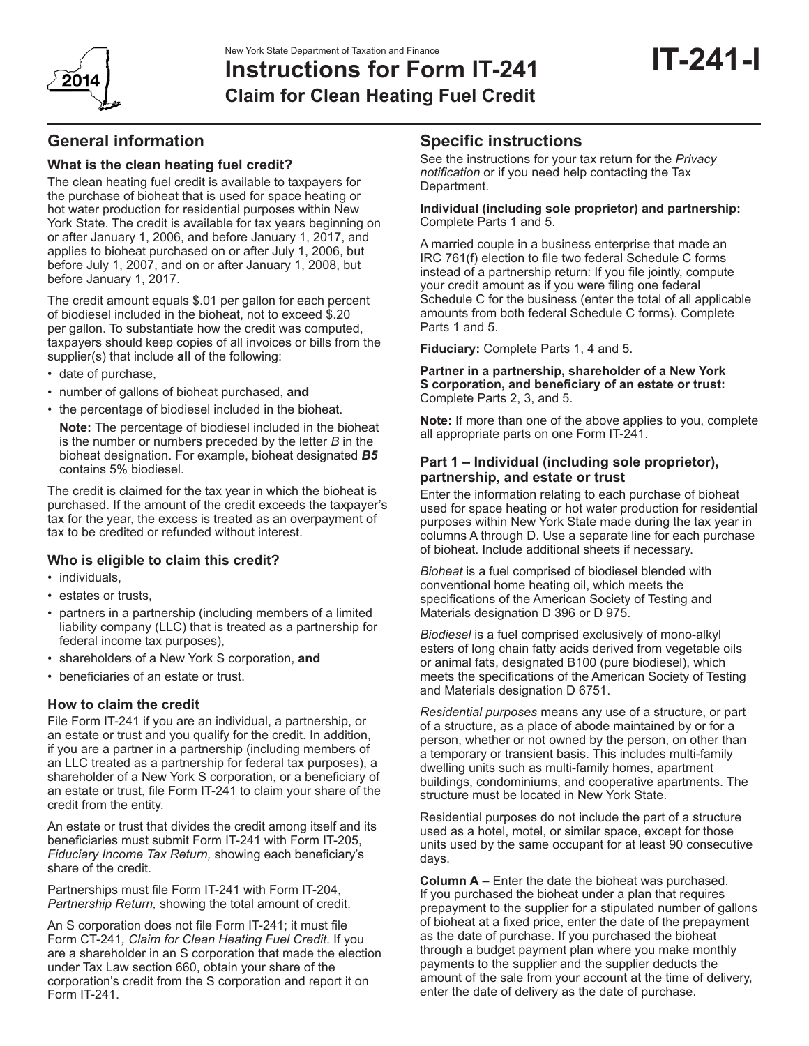New York State Department of Taxation and Finance

# Instructions for Form IT-241 Claim for Clean Heating Fuel Credit

**IT-241-I**

2014

## General information

### What is the clean heating fuel credit?

The clean heating fuel credit is available to taxpayers for the purchase of bioheat that is used for space heating or hot water production for residential purposes within New York State. The credit is available for tax years beginning on or after January 1, 2006, and before January 1, 2017, and applies to bioheat purchased on or after July 1, 2006, but before July 1, 2007, and on or after January 1, 2008, but before January 1, 2017.

The credit amount equals $.01 per gallon for each percent of biodiesel included in the bioheat, not to exceed $.20 per gallon. To substantiate how the credit was computed, taxpayers should keep copies of all invoices or bills from the supplier(s) that include **all** of the following:

- date of purchase,
- number of gallons of bioheat purchased, **and**
- the percentage of biodiesel included in the bioheat.

  **Note:** The percentage of biodiesel included in the bioheat is the number or numbers preceded by the letter *B* in the bioheat designation. For example, bioheat designated ***B5*** contains 5% biodiesel.

The credit is claimed for the tax year in which the bioheat is purchased. If the amount of the credit exceeds the taxpayer's tax for the year, the excess is treated as an overpayment of tax to be credited or refunded without interest.

### Who is eligible to claim this credit?

- individuals,
- estates or trusts,
- partners in a partnership (including members of a limited liability company (LLC) that is treated as a partnership for federal income tax purposes),
- shareholders of a New York S corporation, **and**
- beneficiaries of an estate or trust.

### How to claim the credit

File Form IT-241 if you are an individual, a partnership, or an estate or trust and you qualify for the credit. In addition, if you are a partner in a partnership (including members of an LLC treated as a partnership for federal tax purposes), a shareholder of a New York S corporation, or a beneficiary of an estate or trust, file Form IT-241 to claim your share of the credit from the entity.

An estate or trust that divides the credit among itself and its beneficiaries must submit Form IT-241 with Form IT-205, *Fiduciary Income Tax Return,* showing each beneficiary's share of the credit.

Partnerships must file Form IT-241 with Form IT-204, *Partnership Return,* showing the total amount of credit.

An S corporation does not file Form IT-241; it must file Form CT-241*, Claim for Clean Heating Fuel Credit*. If you are a shareholder in an S corporation that made the election under Tax Law section 660, obtain your share of the corporation's credit from the S corporation and report it on Form IT-241.

## Specific instructions

See the instructions for your tax return for the *Privacy notification* or if you need help contacting the Tax Department.

**Individual (including sole proprietor) and partnership:** Complete Parts 1 and 5.

A married couple in a business enterprise that made an IRC 761(f) election to file two federal Schedule C forms instead of a partnership return: If you file jointly, compute your credit amount as if you were filing one federal Schedule C for the business (enter the total of all applicable amounts from both federal Schedule C forms). Complete Parts 1 and 5.

**Fiduciary:** Complete Parts 1, 4 and 5.

**Partner in a partnership, shareholder of a New York S corporation, and beneficiary of an estate or trust:** Complete Parts 2, 3, and 5.

**Note:** If more than one of the above applies to you, complete all appropriate parts on one Form IT-241.

### Part 1 – Individual (including sole proprietor), partnership, and estate or trust

Enter the information relating to each purchase of bioheat used for space heating or hot water production for residential purposes within New York State made during the tax year in columns A through D. Use a separate line for each purchase of bioheat. Include additional sheets if necessary.

*Bioheat* is a fuel comprised of biodiesel blended with conventional home heating oil, which meets the specifications of the American Society of Testing and Materials designation D 396 or D 975.

*Biodiesel* is a fuel comprised exclusively of mono-alkyl esters of long chain fatty acids derived from vegetable oils or animal fats, designated B100 (pure biodiesel), which meets the specifications of the American Society of Testing and Materials designation D 6751.

*Residential purposes* means any use of a structure, or part of a structure, as a place of abode maintained by or for a person, whether or not owned by the person, on other than a temporary or transient basis. This includes multi-family dwelling units such as multi-family homes, apartment buildings, condominiums, and cooperative apartments. The structure must be located in New York State.

Residential purposes do not include the part of a structure used as a hotel, motel, or similar space, except for those units used by the same occupant for at least 90 consecutive days.

**Column A –** Enter the date the bioheat was purchased. If you purchased the bioheat under a plan that requires prepayment to the supplier for a stipulated number of gallons of bioheat at a fixed price, enter the date of the prepayment as the date of purchase. If you purchased the bioheat through a budget payment plan where you make monthly payments to the supplier and the supplier deducts the amount of the sale from your account at the time of delivery, enter the date of delivery as the date of purchase.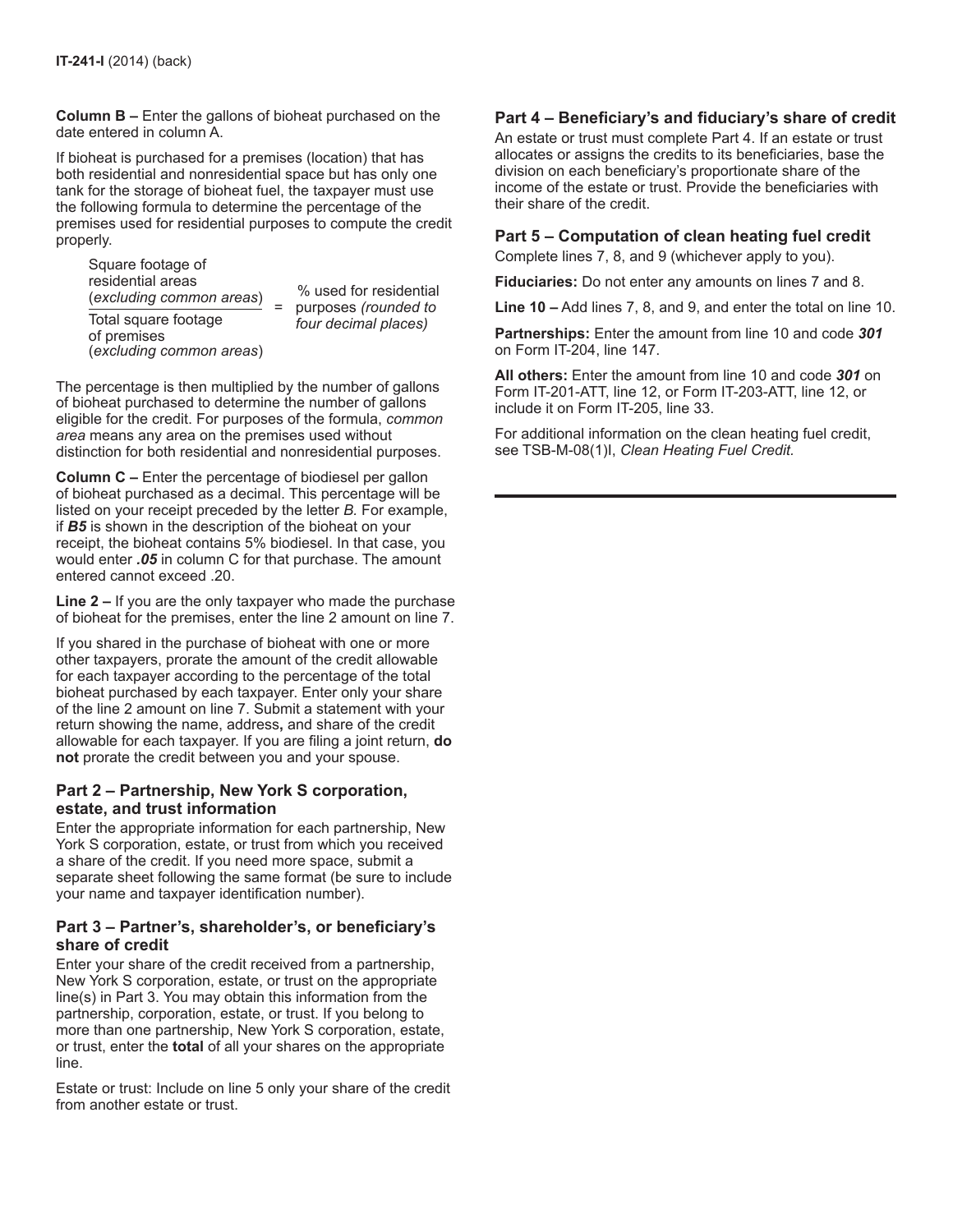**Column B –** Enter the gallons of bioheat purchased on the date entered in column A.

If bioheat is purchased for a premises (location) that has both residential and nonresidential space but has only one tank for the storage of bioheat fuel, the taxpayer must use the following formula to determine the percentage of the premises used for residential purposes to compute the credit properly.

$$\frac{\text{Square footage of residential areas } (\textit{excluding common areas})}{\text{Total square footage of premises } (\textit{excluding common areas})} = \text{\% used for residential purposes } (\textit{rounded to four decimal places})$$

The percentage is then multiplied by the number of gallons of bioheat purchased to determine the number of gallons eligible for the credit. For purposes of the formula, *common area* means any area on the premises used without distinction for both residential and nonresidential purposes.

**Column C –** Enter the percentage of biodiesel per gallon of bioheat purchased as a decimal. This percentage will be listed on your receipt preceded by the letter *B*. For example, if ***B5*** is shown in the description of the bioheat on your receipt, the bioheat contains 5% biodiesel. In that case, you would enter ***.05*** in column C for that purchase. The amount entered cannot exceed .20.

**Line 2 –** If you are the only taxpayer who made the purchase of bioheat for the premises, enter the line 2 amount on line 7.

If you shared in the purchase of bioheat with one or more other taxpayers, prorate the amount of the credit allowable for each taxpayer according to the percentage of the total bioheat purchased by each taxpayer. Enter only your share of the line 2 amount on line 7. Submit a statement with your return showing the name, address**,** and share of the credit allowable for each taxpayer. If you are filing a joint return, **do not** prorate the credit between you and your spouse.

### Part 2 – Partnership, New York S corporation, estate, and trust information

Enter the appropriate information for each partnership, New York S corporation, estate, or trust from which you received a share of the credit. If you need more space, submit a separate sheet following the same format (be sure to include your name and taxpayer identification number).

### Part 3 – Partner's, shareholder's, or beneficiary's share of credit

Enter your share of the credit received from a partnership, New York S corporation, estate, or trust on the appropriate line(s) in Part 3. You may obtain this information from the partnership, corporation, estate, or trust. If you belong to more than one partnership, New York S corporation, estate, or trust, enter the **total** of all your shares on the appropriate line.

Estate or trust: Include on line 5 only your share of the credit from another estate or trust.

### Part 4 – Beneficiary's and fiduciary's share of credit

An estate or trust must complete Part 4. If an estate or trust allocates or assigns the credits to its beneficiaries, base the division on each beneficiary's proportionate share of the income of the estate or trust. Provide the beneficiaries with their share of the credit.

### Part 5 – Computation of clean heating fuel credit

Complete lines 7, 8, and 9 (whichever apply to you).

**Fiduciaries:** Do not enter any amounts on lines 7 and 8.

**Line 10 –** Add lines 7, 8, and 9, and enter the total on line 10.

**Partnerships:** Enter the amount from line 10 and code ***301*** on Form IT-204, line 147.

**All others:** Enter the amount from line 10 and code ***301*** on Form IT-201-ATT, line 12, or Form IT-203-ATT, line 12, or include it on Form IT-205, line 33.

For additional information on the clean heating fuel credit, see TSB-M-08(1)I, *Clean Heating Fuel Credit.*